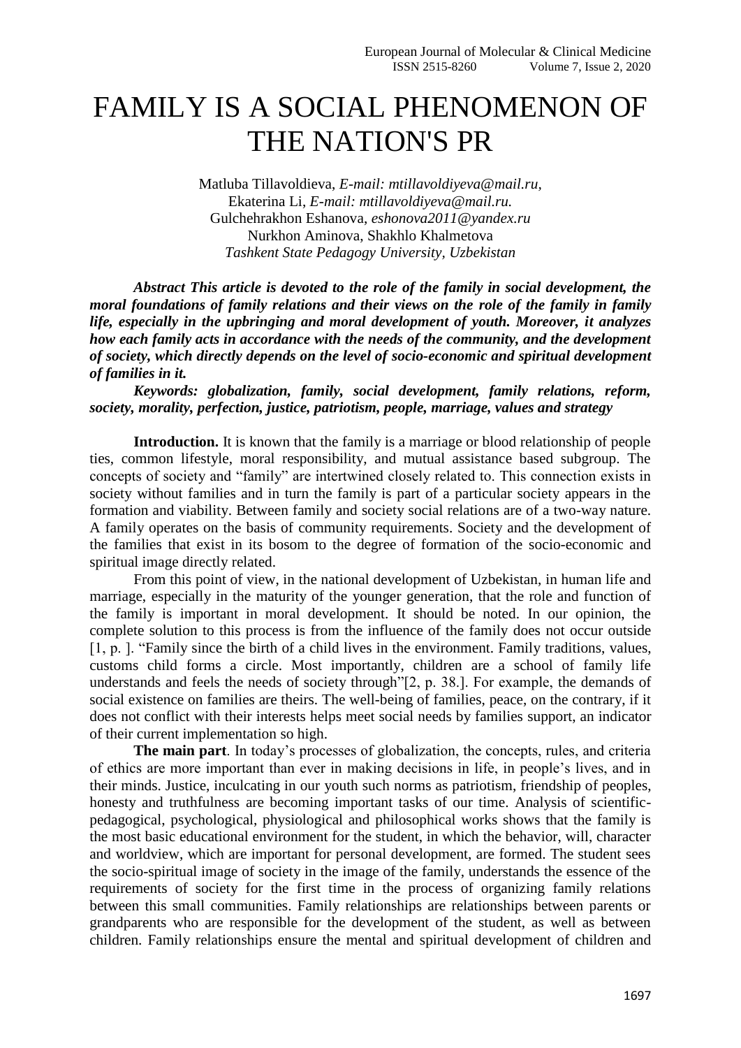# FAMILY IS A SOCIAL PHENOMENON OF THE NATION'S PR

Matluba Tillavoldieva, *E-mail: mtillavoldiyeva@mail.ru*,
Ekaterina Li, *E-mail: mtillavoldiyeva@mail.ru.*
Gulchehrakhon Eshanova, *eshonova2011@yandex.ru*
Nurkhon Aminova, Shakhlo Khalmetova
*Tashkent State Pedagogy University, Uzbekistan*

***Abstract This article is devoted to the role of the family in social development, the moral foundations of family relations and their views on the role of the family in family life, especially in the upbringing and moral development of youth. Moreover, it analyzes how each family acts in accordance with the needs of the community, and the development of society, which directly depends on the level of socio-economic and spiritual development of families in it.***

***Keywords: globalization, family, social development, family relations, reform, society, morality, perfection, justice, patriotism, people, marriage, values and strategy***

**Introduction.** It is known that the family is a marriage or blood relationship of people ties, common lifestyle, moral responsibility, and mutual assistance based subgroup. The concepts of society and "family" are intertwined closely related to. This connection exists in society without families and in turn the family is part of a particular society appears in the formation and viability. Between family and society social relations are of a two-way nature. A family operates on the basis of community requirements. Society and the development of the families that exist in its bosom to the degree of formation of the socio-economic and spiritual image directly related.

From this point of view, in the national development of Uzbekistan, in human life and marriage, especially in the maturity of the younger generation, that the role and function of the family is important in moral development. It should be noted. In our opinion, the complete solution to this process is from the influence of the family does not occur outside [1, p. ]. "Family since the birth of a child lives in the environment. Family traditions, values, customs child forms a circle. Most importantly, children are a school of family life understands and feels the needs of society through"[2, p. 38.]. For example, the demands of social existence on families are theirs. The well-being of families, peace, on the contrary, if it does not conflict with their interests helps meet social needs by families support, an indicator of their current implementation so high.

**The main part**. In today's processes of globalization, the concepts, rules, and criteria of ethics are more important than ever in making decisions in life, in people's lives, and in their minds. Justice, inculcating in our youth such norms as patriotism, friendship of peoples, honesty and truthfulness are becoming important tasks of our time. Analysis of scientific-pedagogical, psychological, physiological and philosophical works shows that the family is the most basic educational environment for the student, in which the behavior, will, character and worldview, which are important for personal development, are formed. The student sees the socio-spiritual image of society in the image of the family, understands the essence of the requirements of society for the first time in the process of organizing family relations between this small communities. Family relationships are relationships between parents or grandparents who are responsible for the development of the student, as well as between children. Family relationships ensure the mental and spiritual development of children and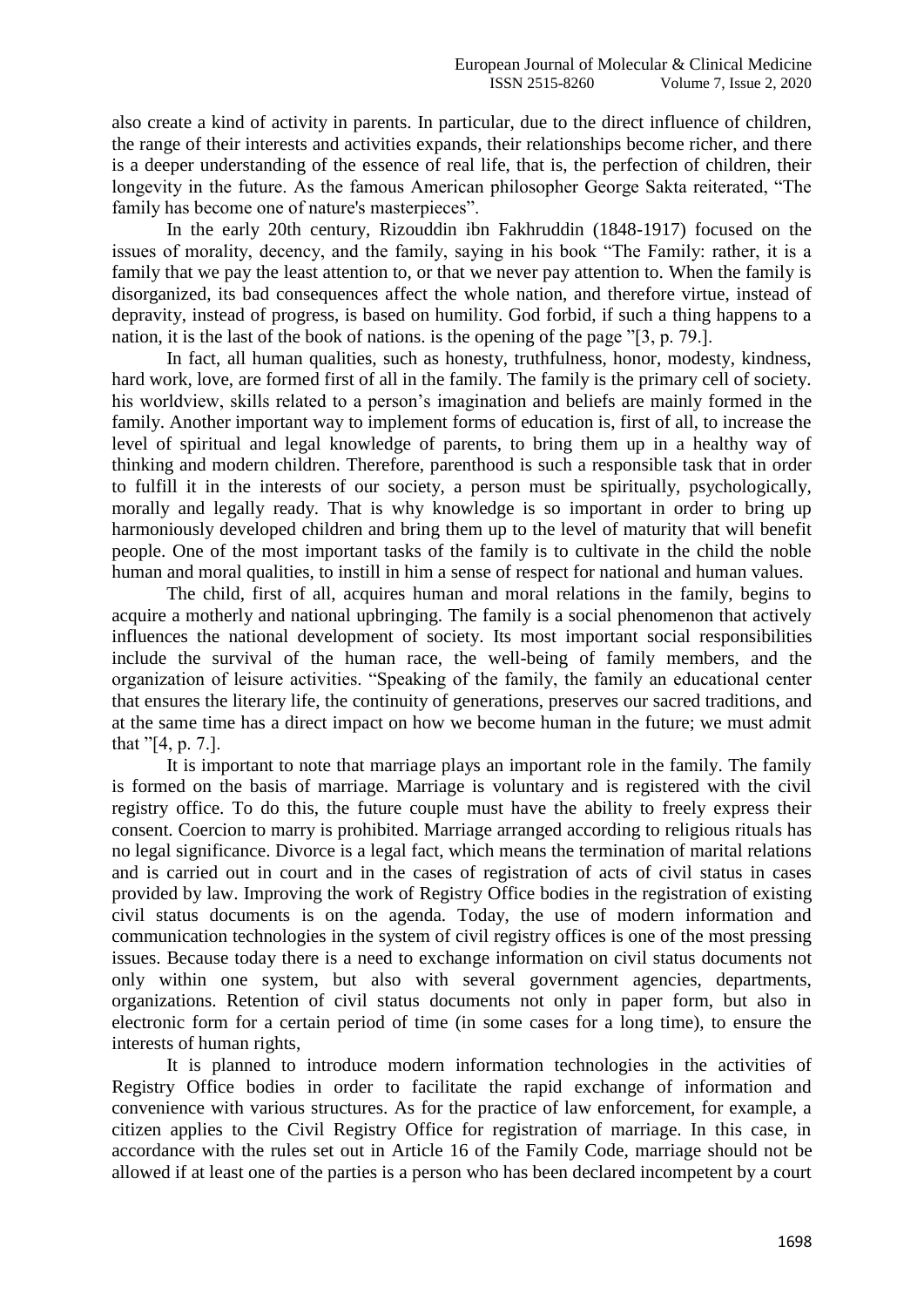also create a kind of activity in parents. In particular, due to the direct influence of children, the range of their interests and activities expands, their relationships become richer, and there is a deeper understanding of the essence of real life, that is, the perfection of children, their longevity in the future. As the famous American philosopher George Sakta reiterated, "The family has become one of nature's masterpieces".

In the early 20th century, Rizouddin ibn Fakhruddin (1848-1917) focused on the issues of morality, decency, and the family, saying in his book "The Family: rather, it is a family that we pay the least attention to, or that we never pay attention to. When the family is disorganized, its bad consequences affect the whole nation, and therefore virtue, instead of depravity, instead of progress, is based on humility. God forbid, if such a thing happens to a nation, it is the last of the book of nations. is the opening of the page "[3, p. 79.].

In fact, all human qualities, such as honesty, truthfulness, honor, modesty, kindness, hard work, love, are formed first of all in the family. The family is the primary cell of society. his worldview, skills related to a person's imagination and beliefs are mainly formed in the family. Another important way to implement forms of education is, first of all, to increase the level of spiritual and legal knowledge of parents, to bring them up in a healthy way of thinking and modern children. Therefore, parenthood is such a responsible task that in order to fulfill it in the interests of our society, a person must be spiritually, psychologically, morally and legally ready. That is why knowledge is so important in order to bring up harmoniously developed children and bring them up to the level of maturity that will benefit people. One of the most important tasks of the family is to cultivate in the child the noble human and moral qualities, to instill in him a sense of respect for national and human values.

The child, first of all, acquires human and moral relations in the family, begins to acquire a motherly and national upbringing. The family is a social phenomenon that actively influences the national development of society. Its most important social responsibilities include the survival of the human race, the well-being of family members, and the organization of leisure activities. "Speaking of the family, the family an educational center that ensures the literary life, the continuity of generations, preserves our sacred traditions, and at the same time has a direct impact on how we become human in the future; we must admit that "[4, p. 7.].

It is important to note that marriage plays an important role in the family. The family is formed on the basis of marriage. Marriage is voluntary and is registered with the civil registry office. To do this, the future couple must have the ability to freely express their consent. Coercion to marry is prohibited. Marriage arranged according to religious rituals has no legal significance. Divorce is a legal fact, which means the termination of marital relations and is carried out in court and in the cases of registration of acts of civil status in cases provided by law. Improving the work of Registry Office bodies in the registration of existing civil status documents is on the agenda. Today, the use of modern information and communication technologies in the system of civil registry offices is one of the most pressing issues. Because today there is a need to exchange information on civil status documents not only within one system, but also with several government agencies, departments, organizations. Retention of civil status documents not only in paper form, but also in electronic form for a certain period of time (in some cases for a long time), to ensure the interests of human rights,

It is planned to introduce modern information technologies in the activities of Registry Office bodies in order to facilitate the rapid exchange of information and convenience with various structures. As for the practice of law enforcement, for example, a citizen applies to the Civil Registry Office for registration of marriage. In this case, in accordance with the rules set out in Article 16 of the Family Code, marriage should not be allowed if at least one of the parties is a person who has been declared incompetent by a court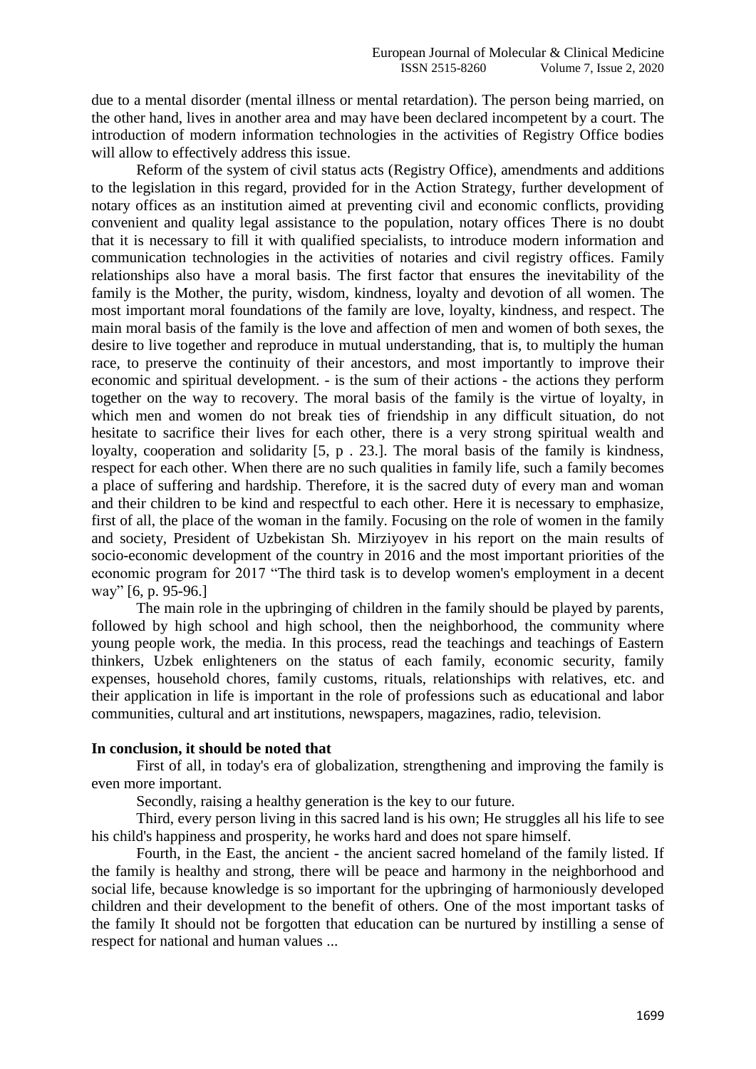due to a mental disorder (mental illness or mental retardation). The person being married, on the other hand, lives in another area and may have been declared incompetent by a court. The introduction of modern information technologies in the activities of Registry Office bodies will allow to effectively address this issue.

Reform of the system of civil status acts (Registry Office), amendments and additions to the legislation in this regard, provided for in the Action Strategy, further development of notary offices as an institution aimed at preventing civil and economic conflicts, providing convenient and quality legal assistance to the population, notary offices There is no doubt that it is necessary to fill it with qualified specialists, to introduce modern information and communication technologies in the activities of notaries and civil registry offices. Family relationships also have a moral basis. The first factor that ensures the inevitability of the family is the Mother, the purity, wisdom, kindness, loyalty and devotion of all women. The most important moral foundations of the family are love, loyalty, kindness, and respect. The main moral basis of the family is the love and affection of men and women of both sexes, the desire to live together and reproduce in mutual understanding, that is, to multiply the human race, to preserve the continuity of their ancestors, and most importantly to improve their economic and spiritual development. - is the sum of their actions - the actions they perform together on the way to recovery. The moral basis of the family is the virtue of loyalty, in which men and women do not break ties of friendship in any difficult situation, do not hesitate to sacrifice their lives for each other, there is a very strong spiritual wealth and loyalty, cooperation and solidarity [5, p . 23.]. The moral basis of the family is kindness, respect for each other. When there are no such qualities in family life, such a family becomes a place of suffering and hardship. Therefore, it is the sacred duty of every man and woman and their children to be kind and respectful to each other. Here it is necessary to emphasize, first of all, the place of the woman in the family. Focusing on the role of women in the family and society, President of Uzbekistan Sh. Mirziyoyev in his report on the main results of socio-economic development of the country in 2016 and the most important priorities of the economic program for 2017 "The third task is to develop women's employment in a decent way" [6, p. 95-96.]

The main role in the upbringing of children in the family should be played by parents, followed by high school and high school, then the neighborhood, the community where young people work, the media. In this process, read the teachings and teachings of Eastern thinkers, Uzbek enlighteners on the status of each family, economic security, family expenses, household chores, family customs, rituals, relationships with relatives, etc. and their application in life is important in the role of professions such as educational and labor communities, cultural and art institutions, newspapers, magazines, radio, television.

**In conclusion, it should be noted that**

First of all, in today's era of globalization, strengthening and improving the family is even more important.

Secondly, raising a healthy generation is the key to our future.

Third, every person living in this sacred land is his own; He struggles all his life to see his child's happiness and prosperity, he works hard and does not spare himself.

Fourth, in the East, the ancient - the ancient sacred homeland of the family listed. If the family is healthy and strong, there will be peace and harmony in the neighborhood and social life, because knowledge is so important for the upbringing of harmoniously developed children and their development to the benefit of others. One of the most important tasks of the family It should not be forgotten that education can be nurtured by instilling a sense of respect for national and human values ...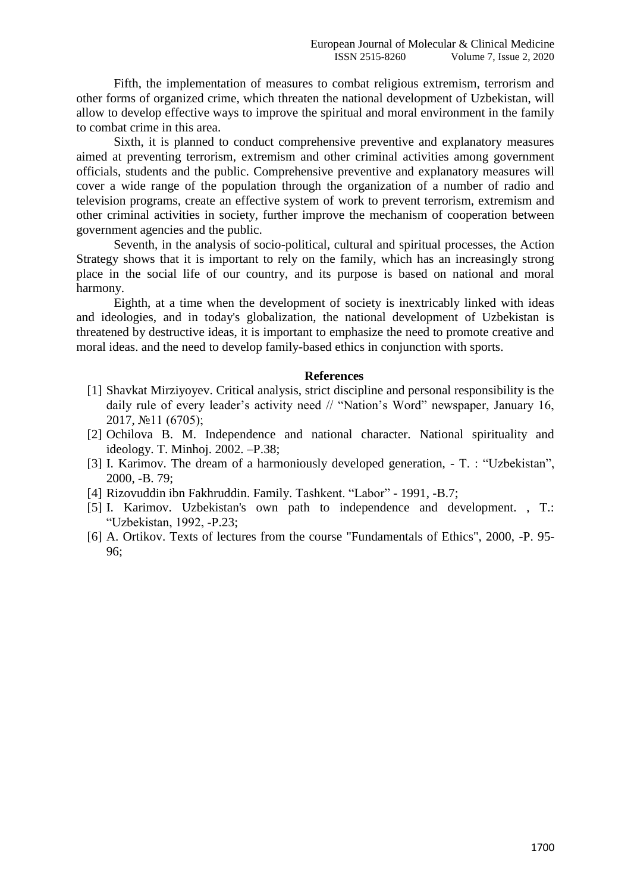Fifth, the implementation of measures to combat religious extremism, terrorism and other forms of organized crime, which threaten the national development of Uzbekistan, will allow to develop effective ways to improve the spiritual and moral environment in the family to combat crime in this area.

Sixth, it is planned to conduct comprehensive preventive and explanatory measures aimed at preventing terrorism, extremism and other criminal activities among government officials, students and the public. Comprehensive preventive and explanatory measures will cover a wide range of the population through the organization of a number of radio and television programs, create an effective system of work to prevent terrorism, extremism and other criminal activities in society, further improve the mechanism of cooperation between government agencies and the public.

Seventh, in the analysis of socio-political, cultural and spiritual processes, the Action Strategy shows that it is important to rely on the family, which has an increasingly strong place in the social life of our country, and its purpose is based on national and moral harmony.

Eighth, at a time when the development of society is inextricably linked with ideas and ideologies, and in today's globalization, the national development of Uzbekistan is threatened by destructive ideas, it is important to emphasize the need to promote creative and moral ideas. and the need to develop family-based ethics in conjunction with sports.

## References

[1] Shavkat Mirziyoyev. Critical analysis, strict discipline and personal responsibility is the daily rule of every leader's activity need // "Nation's Word" newspaper, January 16, 2017, №11 (6705);

[2] Ochilova B. M. Independence and national character. National spirituality and ideology. T. Minhoj. 2002. –P.38;

[3] I. Karimov. The dream of a harmoniously developed generation, - T. : "Uzbekistan", 2000, -B. 79;

[4] Rizovuddin ibn Fakhruddin. Family. Tashkent. "Labor" - 1991, -B.7;

[5] I. Karimov. Uzbekistan's own path to independence and development. , T.: "Uzbekistan, 1992, -P.23;

[6] A. Ortikov. Texts of lectures from the course "Fundamentals of Ethics", 2000, -P. 95-96;